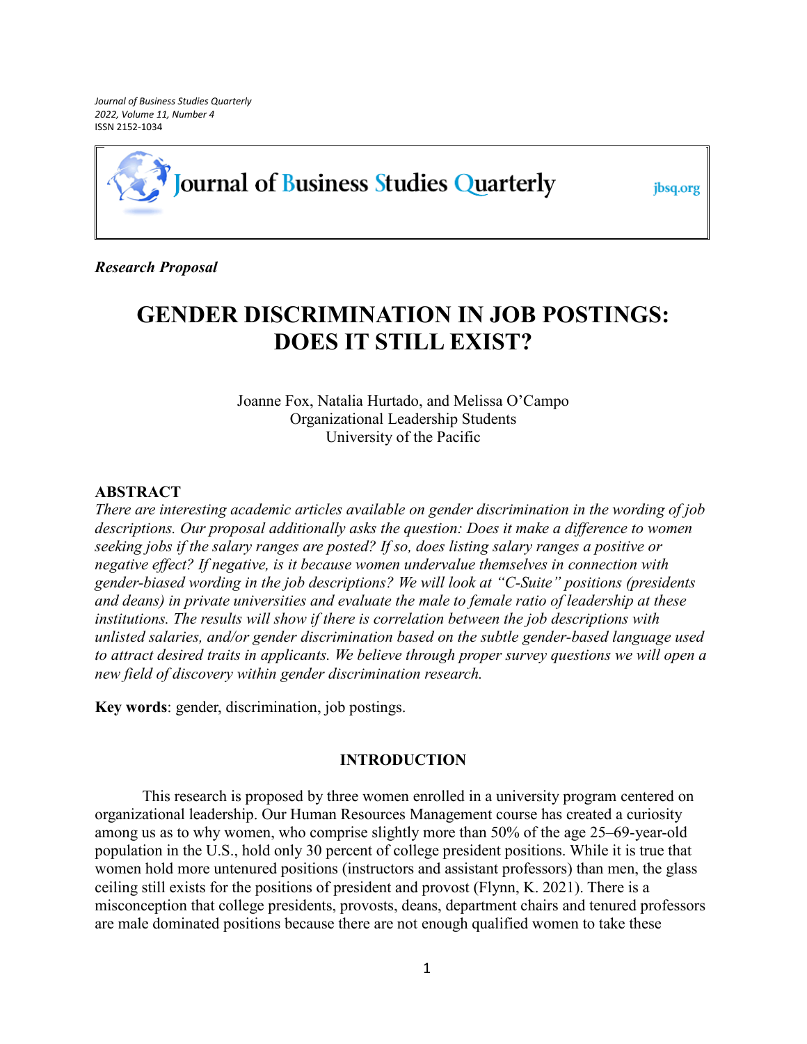*Research Proposal*

# GENDER DISCRIMINATION IN JOB POSTINGS: DOES IT STILL EXIST?

Joanne Fox, Natalia Hurtado, and Melissa O'Campo
Organizational Leadership Students
University of the Pacific

## ABSTRACT

*There are interesting academic articles available on gender discrimination in the wording of job descriptions. Our proposal additionally asks the question: Does it make a difference to women seeking jobs if the salary ranges are posted? If so, does listing salary ranges a positive or negative effect? If negative, is it because women undervalue themselves in connection with gender-biased wording in the job descriptions? We will look at "C-Suite" positions (presidents and deans) in private universities and evaluate the male to female ratio of leadership at these institutions. The results will show if there is correlation between the job descriptions with unlisted salaries, and/or gender discrimination based on the subtle gender-based language used to attract desired traits in applicants. We believe through proper survey questions we will open a new field of discovery within gender discrimination research.*

**Key words**: gender, discrimination, job postings.

## INTRODUCTION

This research is proposed by three women enrolled in a university program centered on organizational leadership. Our Human Resources Management course has created a curiosity among us as to why women, who comprise slightly more than 50% of the age 25–69-year-old population in the U.S., hold only 30 percent of college president positions. While it is true that women hold more untenured positions (instructors and assistant professors) than men, the glass ceiling still exists for the positions of president and provost (Flynn, K. 2021). There is a misconception that college presidents, provosts, deans, department chairs and tenured professors are male dominated positions because there are not enough qualified women to take these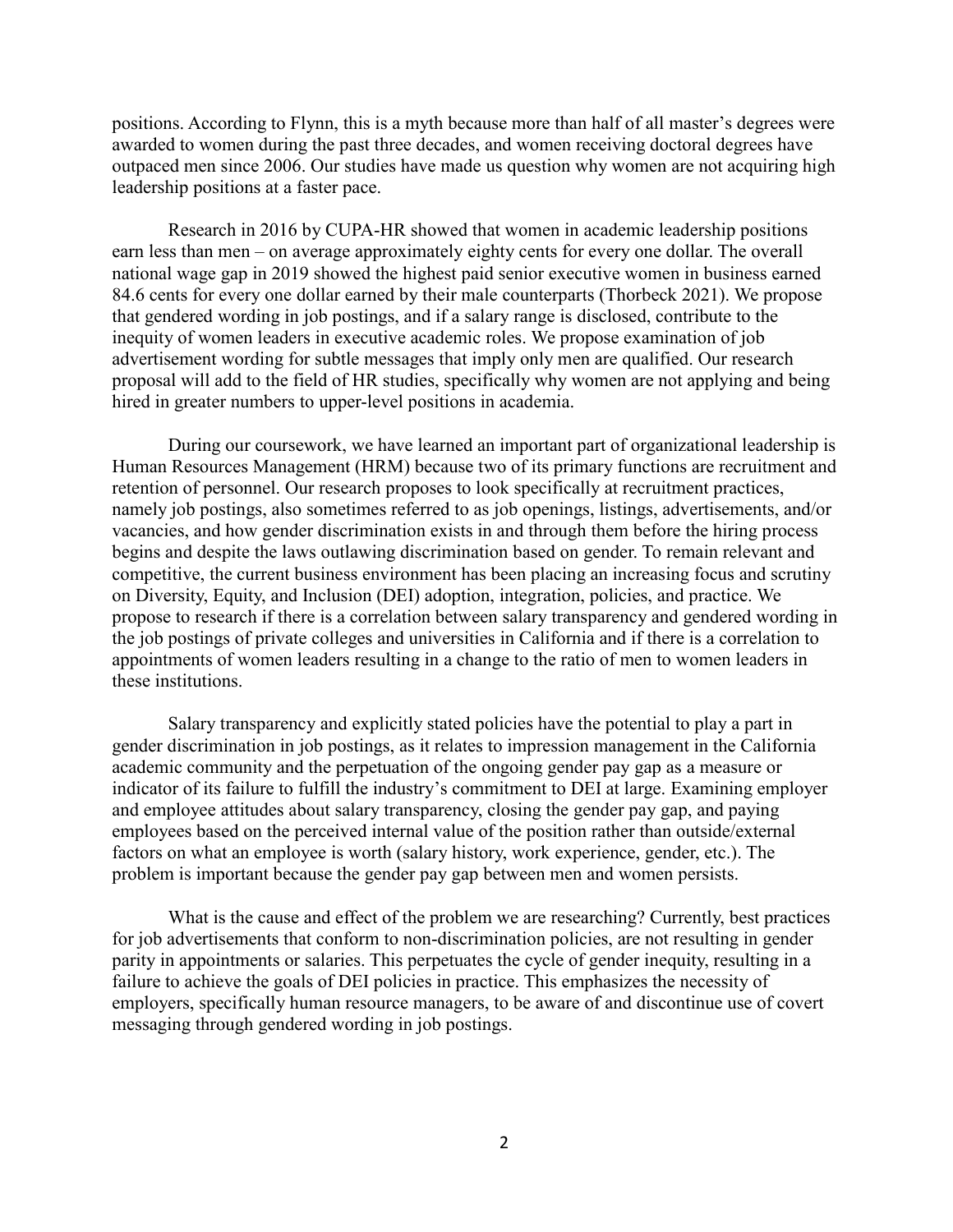positions. According to Flynn, this is a myth because more than half of all master's degrees were awarded to women during the past three decades, and women receiving doctoral degrees have outpaced men since 2006. Our studies have made us question why women are not acquiring high leadership positions at a faster pace.

Research in 2016 by CUPA-HR showed that women in academic leadership positions earn less than men – on average approximately eighty cents for every one dollar. The overall national wage gap in 2019 showed the highest paid senior executive women in business earned 84.6 cents for every one dollar earned by their male counterparts (Thorbeck 2021). We propose that gendered wording in job postings, and if a salary range is disclosed, contribute to the inequity of women leaders in executive academic roles. We propose examination of job advertisement wording for subtle messages that imply only men are qualified. Our research proposal will add to the field of HR studies, specifically why women are not applying and being hired in greater numbers to upper-level positions in academia.

During our coursework, we have learned an important part of organizational leadership is Human Resources Management (HRM) because two of its primary functions are recruitment and retention of personnel. Our research proposes to look specifically at recruitment practices, namely job postings, also sometimes referred to as job openings, listings, advertisements, and/or vacancies, and how gender discrimination exists in and through them before the hiring process begins and despite the laws outlawing discrimination based on gender. To remain relevant and competitive, the current business environment has been placing an increasing focus and scrutiny on Diversity, Equity, and Inclusion (DEI) adoption, integration, policies, and practice. We propose to research if there is a correlation between salary transparency and gendered wording in the job postings of private colleges and universities in California and if there is a correlation to appointments of women leaders resulting in a change to the ratio of men to women leaders in these institutions.

Salary transparency and explicitly stated policies have the potential to play a part in gender discrimination in job postings, as it relates to impression management in the California academic community and the perpetuation of the ongoing gender pay gap as a measure or indicator of its failure to fulfill the industry's commitment to DEI at large. Examining employer and employee attitudes about salary transparency, closing the gender pay gap, and paying employees based on the perceived internal value of the position rather than outside/external factors on what an employee is worth (salary history, work experience, gender, etc.). The problem is important because the gender pay gap between men and women persists.

What is the cause and effect of the problem we are researching? Currently, best practices for job advertisements that conform to non-discrimination policies, are not resulting in gender parity in appointments or salaries. This perpetuates the cycle of gender inequity, resulting in a failure to achieve the goals of DEI policies in practice. This emphasizes the necessity of employers, specifically human resource managers, to be aware of and discontinue use of covert messaging through gendered wording in job postings.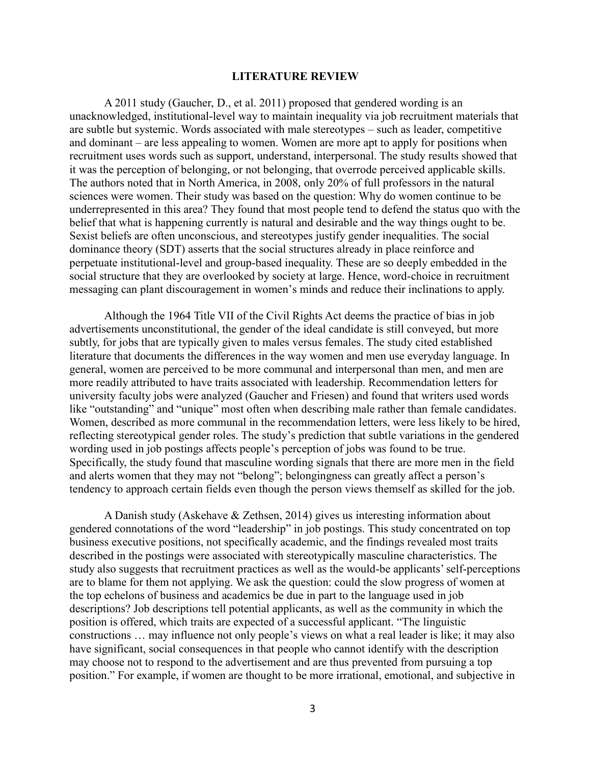## LITERATURE REVIEW

A 2011 study (Gaucher, D., et al. 2011) proposed that gendered wording is an unacknowledged, institutional-level way to maintain inequality via job recruitment materials that are subtle but systemic. Words associated with male stereotypes – such as leader, competitive and dominant – are less appealing to women. Women are more apt to apply for positions when recruitment uses words such as support, understand, interpersonal. The study results showed that it was the perception of belonging, or not belonging, that overrode perceived applicable skills. The authors noted that in North America, in 2008, only 20% of full professors in the natural sciences were women. Their study was based on the question: Why do women continue to be underrepresented in this area? They found that most people tend to defend the status quo with the belief that what is happening currently is natural and desirable and the way things ought to be. Sexist beliefs are often unconscious, and stereotypes justify gender inequalities. The social dominance theory (SDT) asserts that the social structures already in place reinforce and perpetuate institutional-level and group-based inequality. These are so deeply embedded in the social structure that they are overlooked by society at large. Hence, word-choice in recruitment messaging can plant discouragement in women's minds and reduce their inclinations to apply.

Although the 1964 Title VII of the Civil Rights Act deems the practice of bias in job advertisements unconstitutional, the gender of the ideal candidate is still conveyed, but more subtly, for jobs that are typically given to males versus females. The study cited established literature that documents the differences in the way women and men use everyday language. In general, women are perceived to be more communal and interpersonal than men, and men are more readily attributed to have traits associated with leadership. Recommendation letters for university faculty jobs were analyzed (Gaucher and Friesen) and found that writers used words like "outstanding" and "unique" most often when describing male rather than female candidates. Women, described as more communal in the recommendation letters, were less likely to be hired, reflecting stereotypical gender roles. The study's prediction that subtle variations in the gendered wording used in job postings affects people's perception of jobs was found to be true. Specifically, the study found that masculine wording signals that there are more men in the field and alerts women that they may not "belong"; belongingness can greatly affect a person's tendency to approach certain fields even though the person views themself as skilled for the job.

A Danish study (Askehave & Zethsen, 2014) gives us interesting information about gendered connotations of the word "leadership" in job postings. This study concentrated on top business executive positions, not specifically academic, and the findings revealed most traits described in the postings were associated with stereotypically masculine characteristics. The study also suggests that recruitment practices as well as the would-be applicants' self-perceptions are to blame for them not applying. We ask the question: could the slow progress of women at the top echelons of business and academics be due in part to the language used in job descriptions? Job descriptions tell potential applicants, as well as the community in which the position is offered, which traits are expected of a successful applicant. "The linguistic constructions … may influence not only people's views on what a real leader is like; it may also have significant, social consequences in that people who cannot identify with the description may choose not to respond to the advertisement and are thus prevented from pursuing a top position." For example, if women are thought to be more irrational, emotional, and subjective in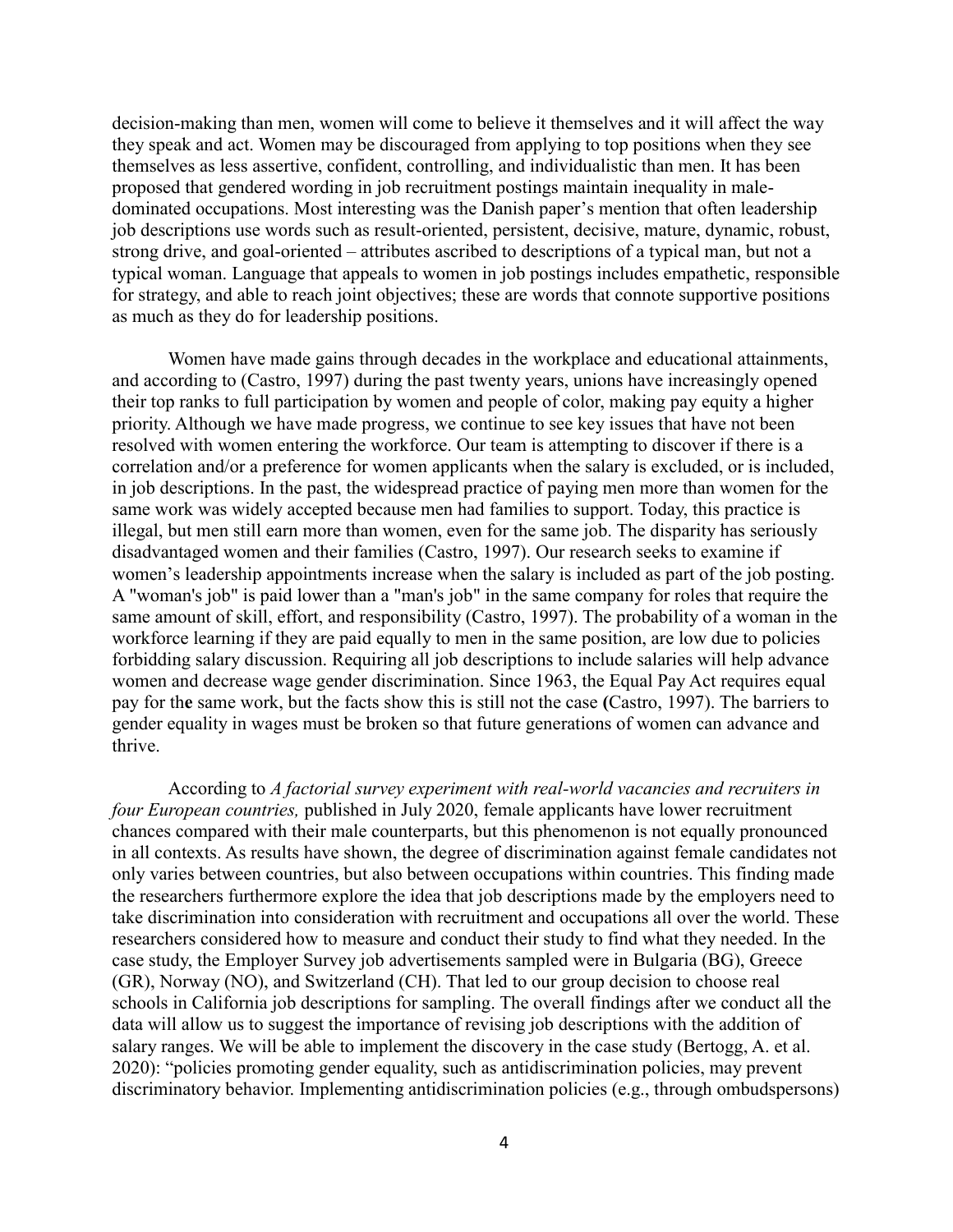decision-making than men, women will come to believe it themselves and it will affect the way they speak and act. Women may be discouraged from applying to top positions when they see themselves as less assertive, confident, controlling, and individualistic than men. It has been proposed that gendered wording in job recruitment postings maintain inequality in male-dominated occupations. Most interesting was the Danish paper's mention that often leadership job descriptions use words such as result-oriented, persistent, decisive, mature, dynamic, robust, strong drive, and goal-oriented – attributes ascribed to descriptions of a typical man, but not a typical woman. Language that appeals to women in job postings includes empathetic, responsible for strategy, and able to reach joint objectives; these are words that connote supportive positions as much as they do for leadership positions.

Women have made gains through decades in the workplace and educational attainments, and according to (Castro, 1997) during the past twenty years, unions have increasingly opened their top ranks to full participation by women and people of color, making pay equity a higher priority. Although we have made progress, we continue to see key issues that have not been resolved with women entering the workforce. Our team is attempting to discover if there is a correlation and/or a preference for women applicants when the salary is excluded, or is included, in job descriptions. In the past, the widespread practice of paying men more than women for the same work was widely accepted because men had families to support. Today, this practice is illegal, but men still earn more than women, even for the same job. The disparity has seriously disadvantaged women and their families (Castro, 1997). Our research seeks to examine if women's leadership appointments increase when the salary is included as part of the job posting. A "woman's job" is paid lower than a "man's job" in the same company for roles that require the same amount of skill, effort, and responsibility (Castro, 1997). The probability of a woman in the workforce learning if they are paid equally to men in the same position, are low due to policies forbidding salary discussion. Requiring all job descriptions to include salaries will help advance women and decrease wage gender discrimination. Since 1963, the Equal Pay Act requires equal pay for the same work, but the facts show this is still not the case (Castro, 1997). The barriers to gender equality in wages must be broken so that future generations of women can advance and thrive.

According to *A factorial survey experiment with real-world vacancies and recruiters in four European countries,* published in July 2020, female applicants have lower recruitment chances compared with their male counterparts, but this phenomenon is not equally pronounced in all contexts. As results have shown, the degree of discrimination against female candidates not only varies between countries, but also between occupations within countries. This finding made the researchers furthermore explore the idea that job descriptions made by the employers need to take discrimination into consideration with recruitment and occupations all over the world. These researchers considered how to measure and conduct their study to find what they needed. In the case study, the Employer Survey job advertisements sampled were in Bulgaria (BG), Greece (GR), Norway (NO), and Switzerland (CH). That led to our group decision to choose real schools in California job descriptions for sampling. The overall findings after we conduct all the data will allow us to suggest the importance of revising job descriptions with the addition of salary ranges. We will be able to implement the discovery in the case study (Bertogg, A. et al. 2020): "policies promoting gender equality, such as antidiscrimination policies, may prevent discriminatory behavior. Implementing antidiscrimination policies (e.g., through ombudspersons)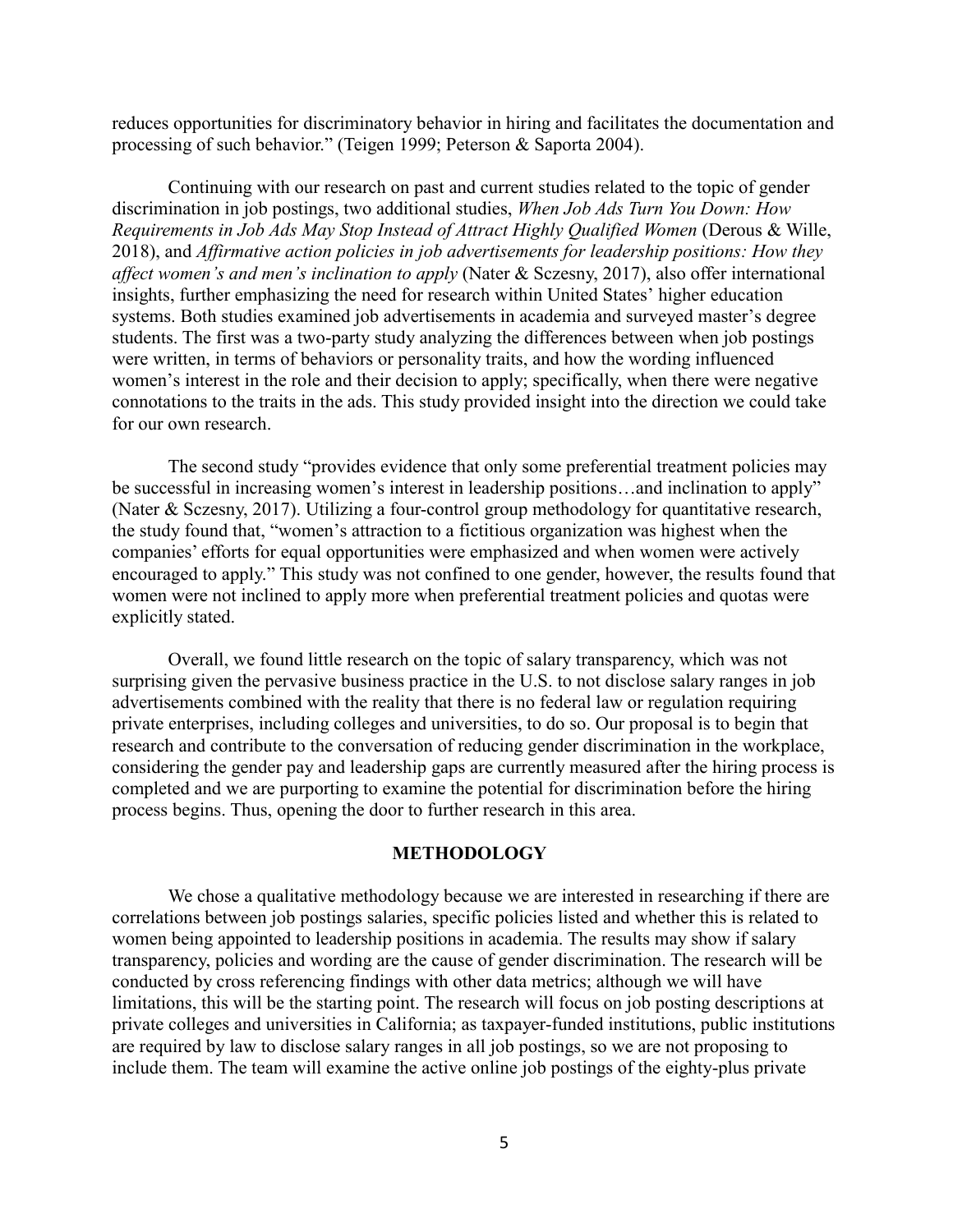reduces opportunities for discriminatory behavior in hiring and facilitates the documentation and processing of such behavior." (Teigen 1999; Peterson & Saporta 2004).

Continuing with our research on past and current studies related to the topic of gender discrimination in job postings, two additional studies, *When Job Ads Turn You Down: How Requirements in Job Ads May Stop Instead of Attract Highly Qualified Women* (Derous & Wille, 2018), and *Affirmative action policies in job advertisements for leadership positions: How they affect women's and men's inclination to apply* (Nater & Sczesny, 2017), also offer international insights, further emphasizing the need for research within United States' higher education systems. Both studies examined job advertisements in academia and surveyed master's degree students. The first was a two-party study analyzing the differences between when job postings were written, in terms of behaviors or personality traits, and how the wording influenced women's interest in the role and their decision to apply; specifically, when there were negative connotations to the traits in the ads. This study provided insight into the direction we could take for our own research.

The second study "provides evidence that only some preferential treatment policies may be successful in increasing women's interest in leadership positions…and inclination to apply" (Nater & Sczesny, 2017). Utilizing a four-control group methodology for quantitative research, the study found that, "women's attraction to a fictitious organization was highest when the companies' efforts for equal opportunities were emphasized and when women were actively encouraged to apply." This study was not confined to one gender, however, the results found that women were not inclined to apply more when preferential treatment policies and quotas were explicitly stated.

Overall, we found little research on the topic of salary transparency, which was not surprising given the pervasive business practice in the U.S. to not disclose salary ranges in job advertisements combined with the reality that there is no federal law or regulation requiring private enterprises, including colleges and universities, to do so. Our proposal is to begin that research and contribute to the conversation of reducing gender discrimination in the workplace, considering the gender pay and leadership gaps are currently measured after the hiring process is completed and we are purporting to examine the potential for discrimination before the hiring process begins. Thus, opening the door to further research in this area.

## METHODOLOGY

We chose a qualitative methodology because we are interested in researching if there are correlations between job postings salaries, specific policies listed and whether this is related to women being appointed to leadership positions in academia. The results may show if salary transparency, policies and wording are the cause of gender discrimination. The research will be conducted by cross referencing findings with other data metrics; although we will have limitations, this will be the starting point. The research will focus on job posting descriptions at private colleges and universities in California; as taxpayer-funded institutions, public institutions are required by law to disclose salary ranges in all job postings, so we are not proposing to include them. The team will examine the active online job postings of the eighty-plus private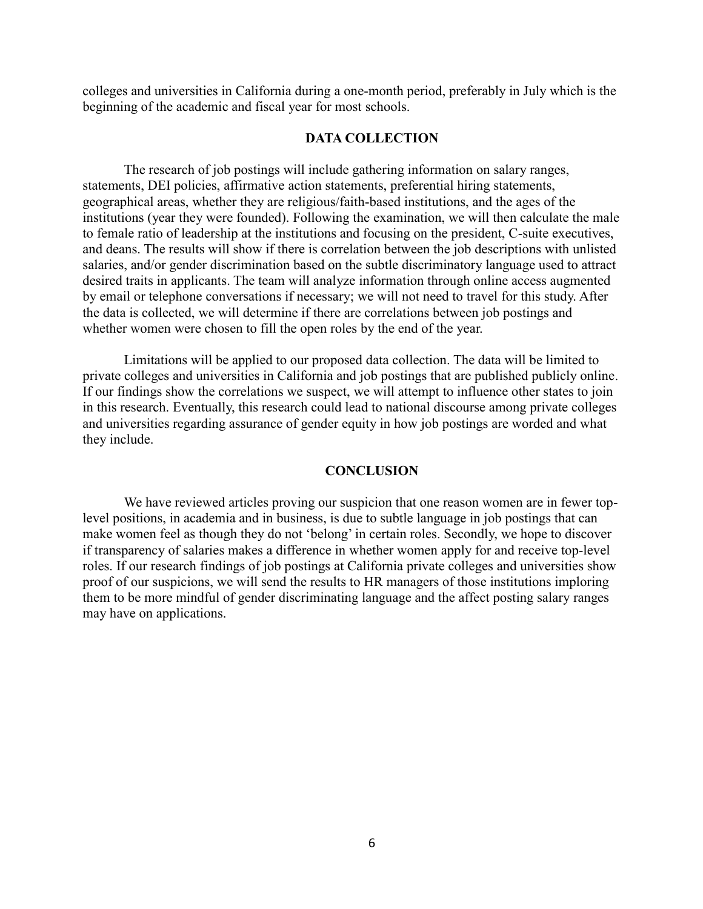colleges and universities in California during a one-month period, preferably in July which is the beginning of the academic and fiscal year for most schools.

## DATA COLLECTION

The research of job postings will include gathering information on salary ranges, statements, DEI policies, affirmative action statements, preferential hiring statements, geographical areas, whether they are religious/faith-based institutions, and the ages of the institutions (year they were founded). Following the examination, we will then calculate the male to female ratio of leadership at the institutions and focusing on the president, C-suite executives, and deans. The results will show if there is correlation between the job descriptions with unlisted salaries, and/or gender discrimination based on the subtle discriminatory language used to attract desired traits in applicants. The team will analyze information through online access augmented by email or telephone conversations if necessary; we will not need to travel for this study. After the data is collected, we will determine if there are correlations between job postings and whether women were chosen to fill the open roles by the end of the year.

Limitations will be applied to our proposed data collection. The data will be limited to private colleges and universities in California and job postings that are published publicly online. If our findings show the correlations we suspect, we will attempt to influence other states to join in this research. Eventually, this research could lead to national discourse among private colleges and universities regarding assurance of gender equity in how job postings are worded and what they include.

## CONCLUSION

We have reviewed articles proving our suspicion that one reason women are in fewer top-level positions, in academia and in business, is due to subtle language in job postings that can make women feel as though they do not 'belong' in certain roles. Secondly, we hope to discover if transparency of salaries makes a difference in whether women apply for and receive top-level roles. If our research findings of job postings at California private colleges and universities show proof of our suspicions, we will send the results to HR managers of those institutions imploring them to be more mindful of gender discriminating language and the affect posting salary ranges may have on applications.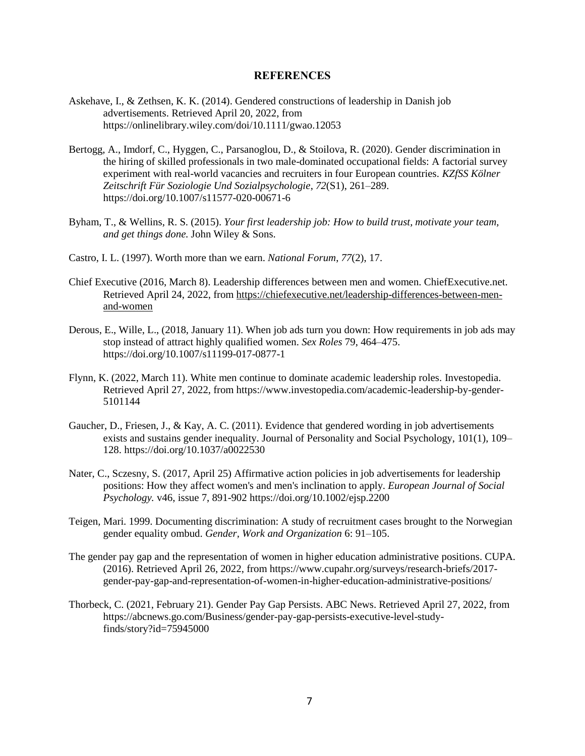# REFERENCES

Askehave, I., & Zethsen, K. K. (2014). Gendered constructions of leadership in Danish job advertisements. Retrieved April 20, 2022, from https://onlinelibrary.wiley.com/doi/10.1111/gwao.12053

Bertogg, A., Imdorf, C., Hyggen, C., Parsanoglou, D., & Stoilova, R. (2020). Gender discrimination in the hiring of skilled professionals in two male-dominated occupational fields: A factorial survey experiment with real-world vacancies and recruiters in four European countries. *KZfSS Kölner Zeitschrift Für Soziologie Und Sozialpsychologie*, *72*(S1), 261–289. https://doi.org/10.1007/s11577-020-00671-6

Byham, T., & Wellins, R. S. (2015). *Your first leadership job: How to build trust, motivate your team, and get things done.* John Wiley & Sons.

Castro, I. L. (1997). Worth more than we earn. *National Forum*, *77*(2), 17.

Chief Executive (2016, March 8). Leadership differences between men and women. ChiefExecutive.net. Retrieved April 24, 2022, from https://chiefexecutive.net/leadership-differences-between-men-and-women

Derous, E., Wille, L., (2018, January 11). When job ads turn you down: How requirements in job ads may stop instead of attract highly qualified women. *Sex Roles* 79, 464–475. https://doi.org/10.1007/s11199-017-0877-1

Flynn, K. (2022, March 11). White men continue to dominate academic leadership roles. Investopedia. Retrieved April 27, 2022, from https://www.investopedia.com/academic-leadership-by-gender-5101144

Gaucher, D., Friesen, J., & Kay, A. C. (2011). Evidence that gendered wording in job advertisements exists and sustains gender inequality. Journal of Personality and Social Psychology, 101(1), 109–128. https://doi.org/10.1037/a0022530

Nater, C., Sczesny, S. (2017, April 25) Affirmative action policies in job advertisements for leadership positions: How they affect women's and men's inclination to apply. *European Journal of Social Psychology.* v46, issue 7, 891-902 https://doi.org/10.1002/ejsp.2200

Teigen, Mari. 1999. Documenting discrimination: A study of recruitment cases brought to the Norwegian gender equality ombud. *Gender, Work and Organization* 6: 91–105.

The gender pay gap and the representation of women in higher education administrative positions. CUPA. (2016). Retrieved April 26, 2022, from https://www.cupahr.org/surveys/research-briefs/2017-gender-pay-gap-and-representation-of-women-in-higher-education-administrative-positions/

Thorbeck, C. (2021, February 21). Gender Pay Gap Persists. ABC News. Retrieved April 27, 2022, from https://abcnews.go.com/Business/gender-pay-gap-persists-executive-level-study-finds/story?id=75945000